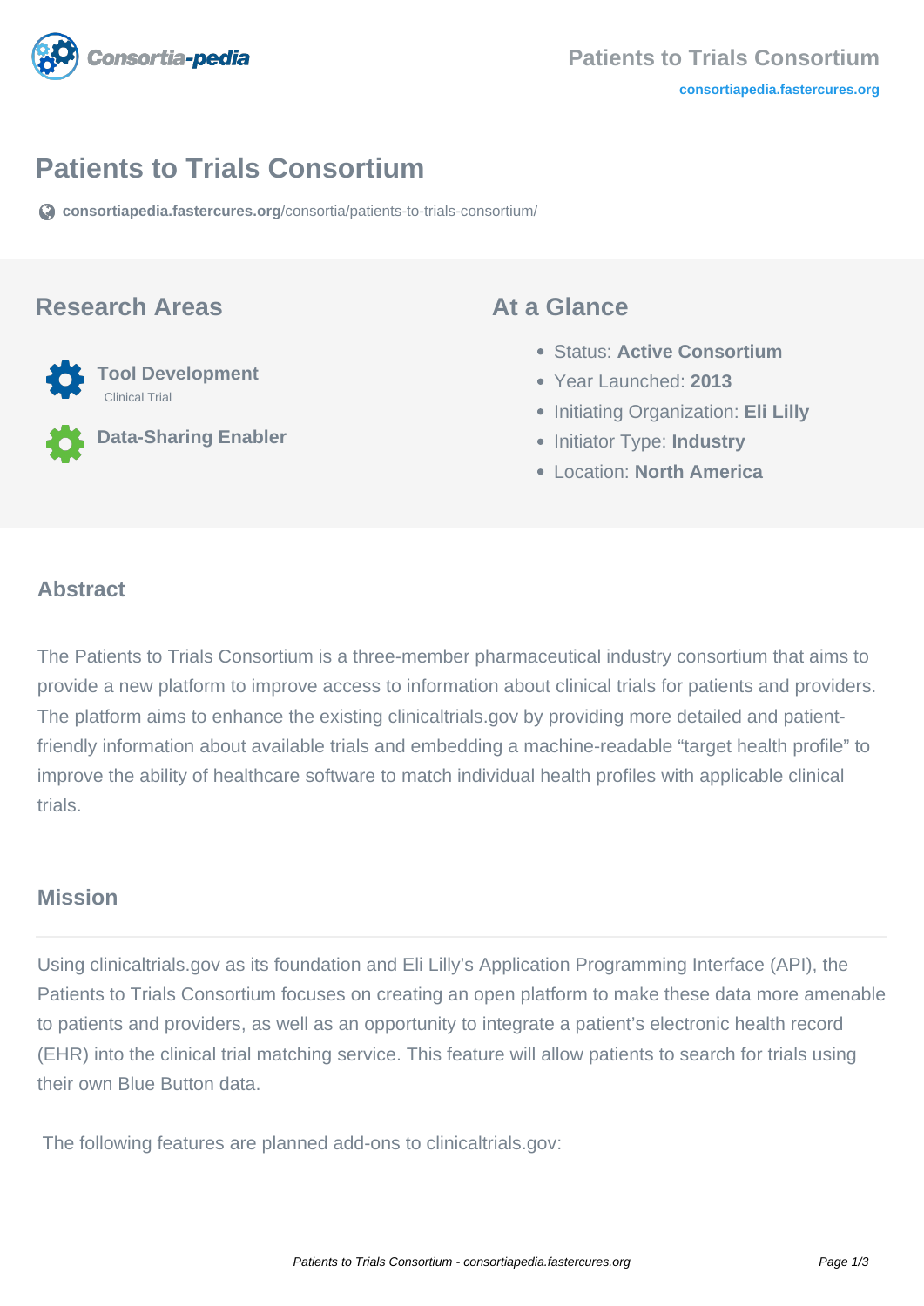# Patients to Trials Consortium

consortiapedia.fastercures.org/consortia/patients-to-trials-consortium/

## Research Areas

**Tool Development**
Clinical Trial

**Data-Sharing Enabler**

## At a Glance

- Status: **Active Consortium**
- Year Launched: **2013**
- Initiating Organization: **Eli Lilly**
- Initiator Type: **Industry**
- Location: **North America**

## Abstract

The Patients to Trials Consortium is a three-member pharmaceutical industry consortium that aims to provide a new platform to improve access to information about clinical trials for patients and providers. The platform aims to enhance the existing clinicaltrials.gov by providing more detailed and patient-friendly information about available trials and embedding a machine-readable "target health profile" to improve the ability of healthcare software to match individual health profiles with applicable clinical trials.

## Mission

Using clinicaltrials.gov as its foundation and Eli Lilly's Application Programming Interface (API), the Patients to Trials Consortium focuses on creating an open platform to make these data more amenable to patients and providers, as well as an opportunity to integrate a patient's electronic health record (EHR) into the clinical trial matching service. This feature will allow patients to search for trials using their own Blue Button data.

The following features are planned add-ons to clinicaltrials.gov: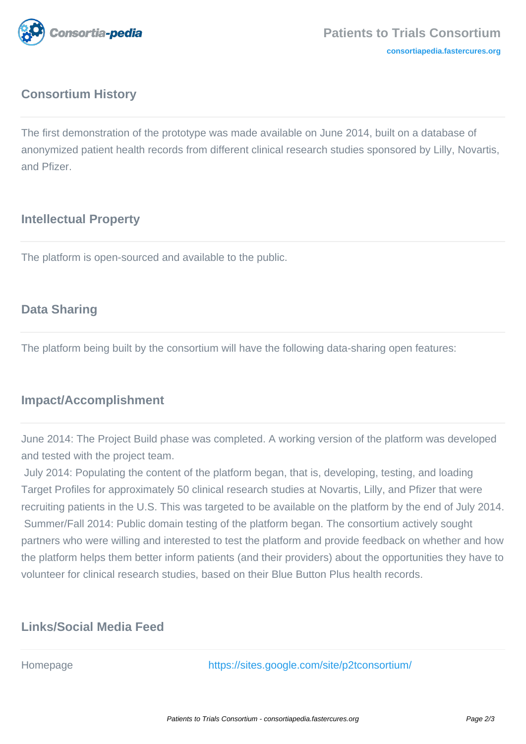## Consortium History

The first demonstration of the prototype was made available on June 2014, built on a database of anonymized patient health records from different clinical research studies sponsored by Lilly, Novartis, and Pfizer.

## Intellectual Property

The platform is open-sourced and available to the public.

## Data Sharing

The platform being built by the consortium will have the following data-sharing open features:

## Impact/Accomplishment

June 2014: The Project Build phase was completed. A working version of the platform was developed and tested with the project team.

July 2014: Populating the content of the platform began, that is, developing, testing, and loading Target Profiles for approximately 50 clinical research studies at Novartis, Lilly, and Pfizer that were recruiting patients in the U.S. This was targeted to be available on the platform by the end of July 2014.

Summer/Fall 2014: Public domain testing of the platform began. The consortium actively sought partners who were willing and interested to test the platform and provide feedback on whether and how the platform helps them better inform patients (and their providers) about the opportunities they have to volunteer for clinical research studies, based on their Blue Button Plus health records.

## Links/Social Media Feed

| | |
|---|---|
| Homepage | https://sites.google.com/site/p2tconsortium/ |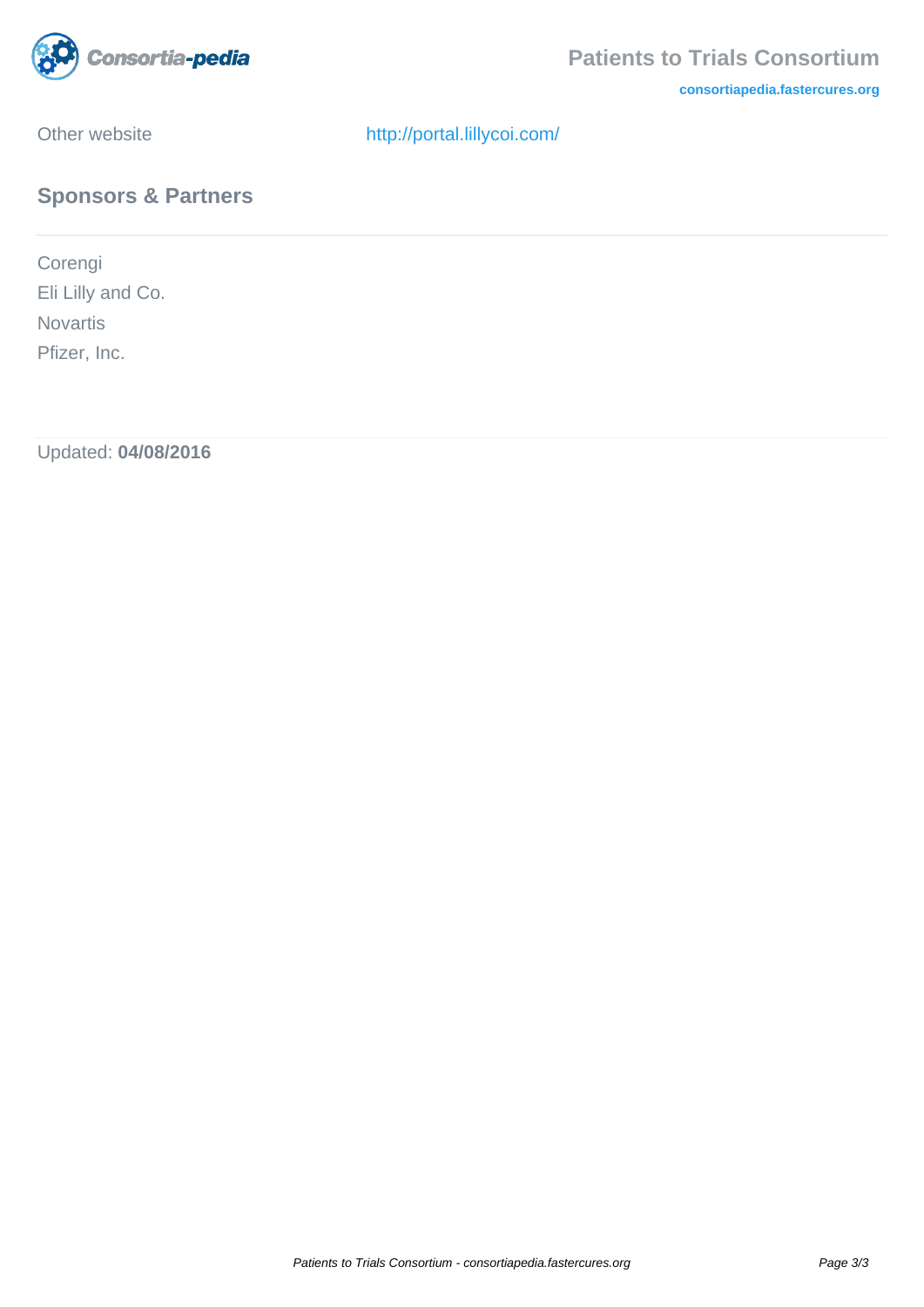Other website http://portal.lillycoi.com/

## Sponsors & Partners

Corengi
Eli Lilly and Co.
Novartis
Pfizer, Inc.

Updated: **04/08/2016**